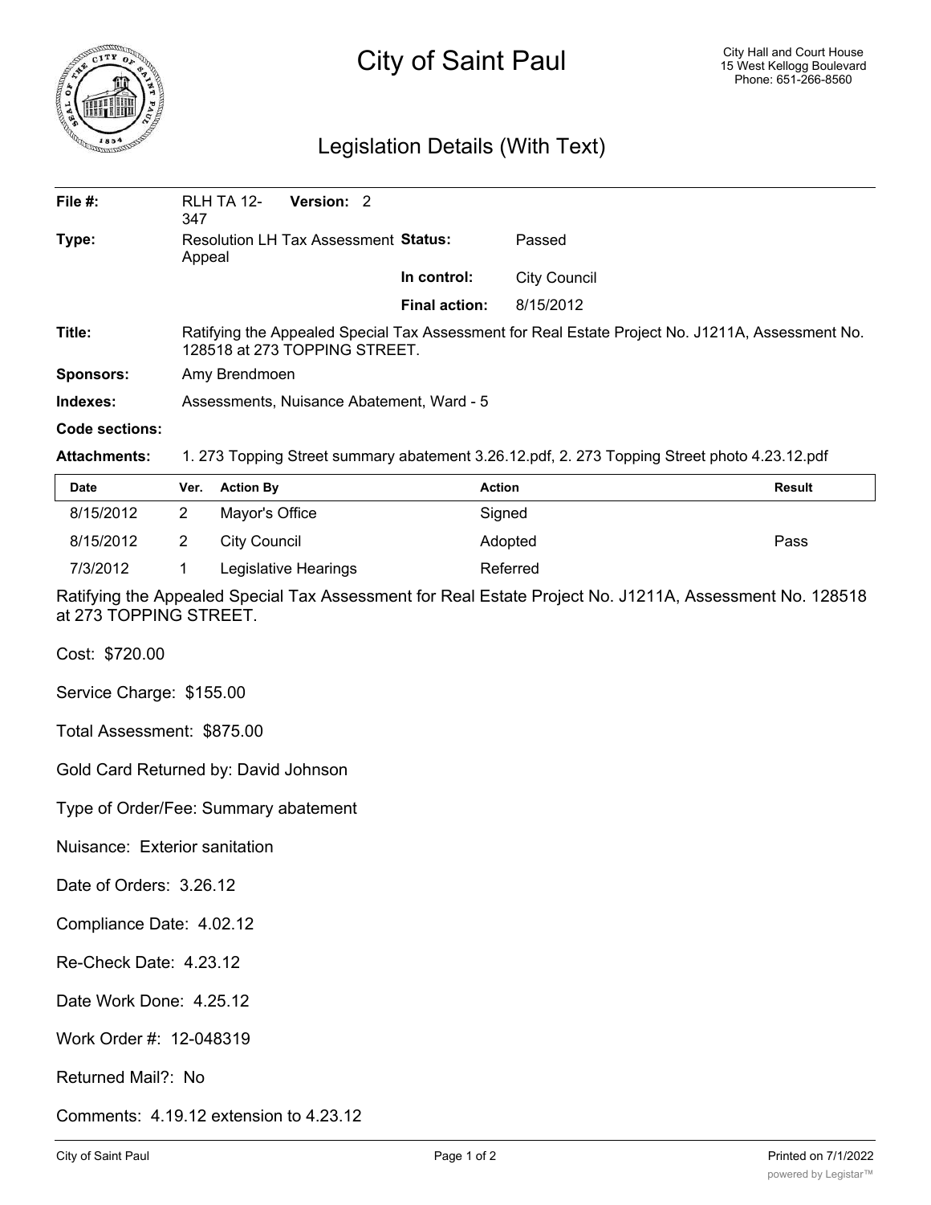# City of Saint Paul

City Hall and Court House
15 West Kellogg Boulevard
Phone: 651-266-8560

## Legislation Details (With Text)

| | | | |
|---|---|---|---|
| **File #:** | RLH TA 12-347 **Version:** 2 | | |
| **Type:** | Resolution LH Tax Assessment Appeal | **Status:** | Passed |
| | | **In control:** | City Council |
| | | **Final action:** | 8/15/2012 |

**Title:** Ratifying the Appealed Special Tax Assessment for Real Estate Project No. J1211A, Assessment No. 128518 at 273 TOPPING STREET.

**Sponsors:** Amy Brendmoen

**Indexes:** Assessments, Nuisance Abatement, Ward - 5

**Code sections:**

**Attachments:** 1. 273 Topping Street summary abatement 3.26.12.pdf, 2. 273 Topping Street photo 4.23.12.pdf

| Date | Ver. | Action By | Action | Result |
|---|---|---|---|---|
| 8/15/2012 | 2 | Mayor's Office | Signed | |
| 8/15/2012 | 2 | City Council | Adopted | Pass |
| 7/3/2012 | 1 | Legislative Hearings | Referred | |

Ratifying the Appealed Special Tax Assessment for Real Estate Project No. J1211A, Assessment No. 128518 at 273 TOPPING STREET.

Cost: $720.00

Service Charge: $155.00

Total Assessment: $875.00

Gold Card Returned by: David Johnson

Type of Order/Fee: Summary abatement

Nuisance: Exterior sanitation

Date of Orders: 3.26.12

Compliance Date: 4.02.12

Re-Check Date: 4.23.12

Date Work Done: 4.25.12

Work Order #: 12-048319

Returned Mail?: No

Comments: 4.19.12 extension to 4.23.12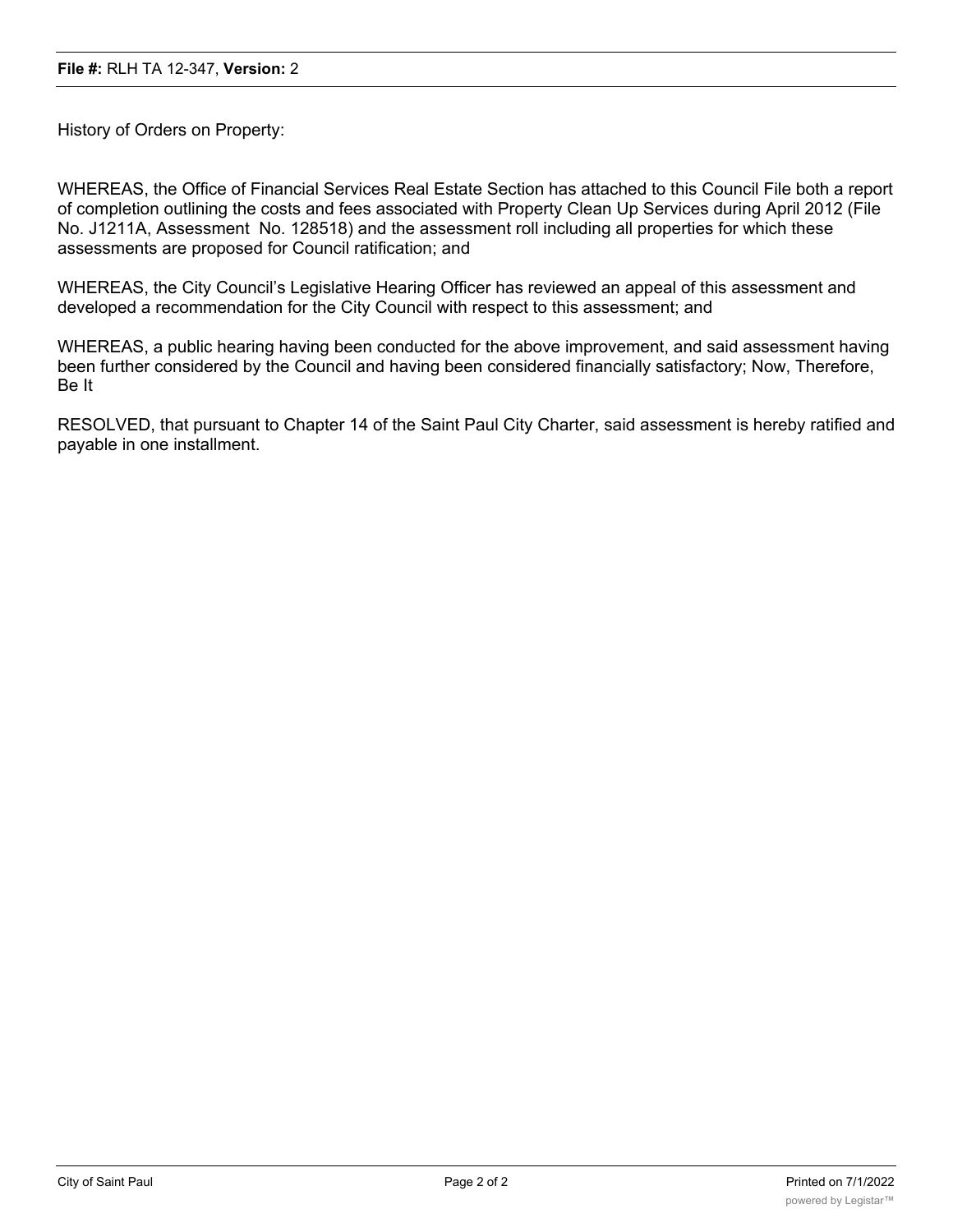History of Orders on Property:

WHEREAS, the Office of Financial Services Real Estate Section has attached to this Council File both a report of completion outlining the costs and fees associated with Property Clean Up Services during April 2012 (File No. J1211A, Assessment No. 128518) and the assessment roll including all properties for which these assessments are proposed for Council ratification; and

WHEREAS, the City Council's Legislative Hearing Officer has reviewed an appeal of this assessment and developed a recommendation for the City Council with respect to this assessment; and

WHEREAS, a public hearing having been conducted for the above improvement, and said assessment having been further considered by the Council and having been considered financially satisfactory; Now, Therefore, Be It

RESOLVED, that pursuant to Chapter 14 of the Saint Paul City Charter, said assessment is hereby ratified and payable in one installment.